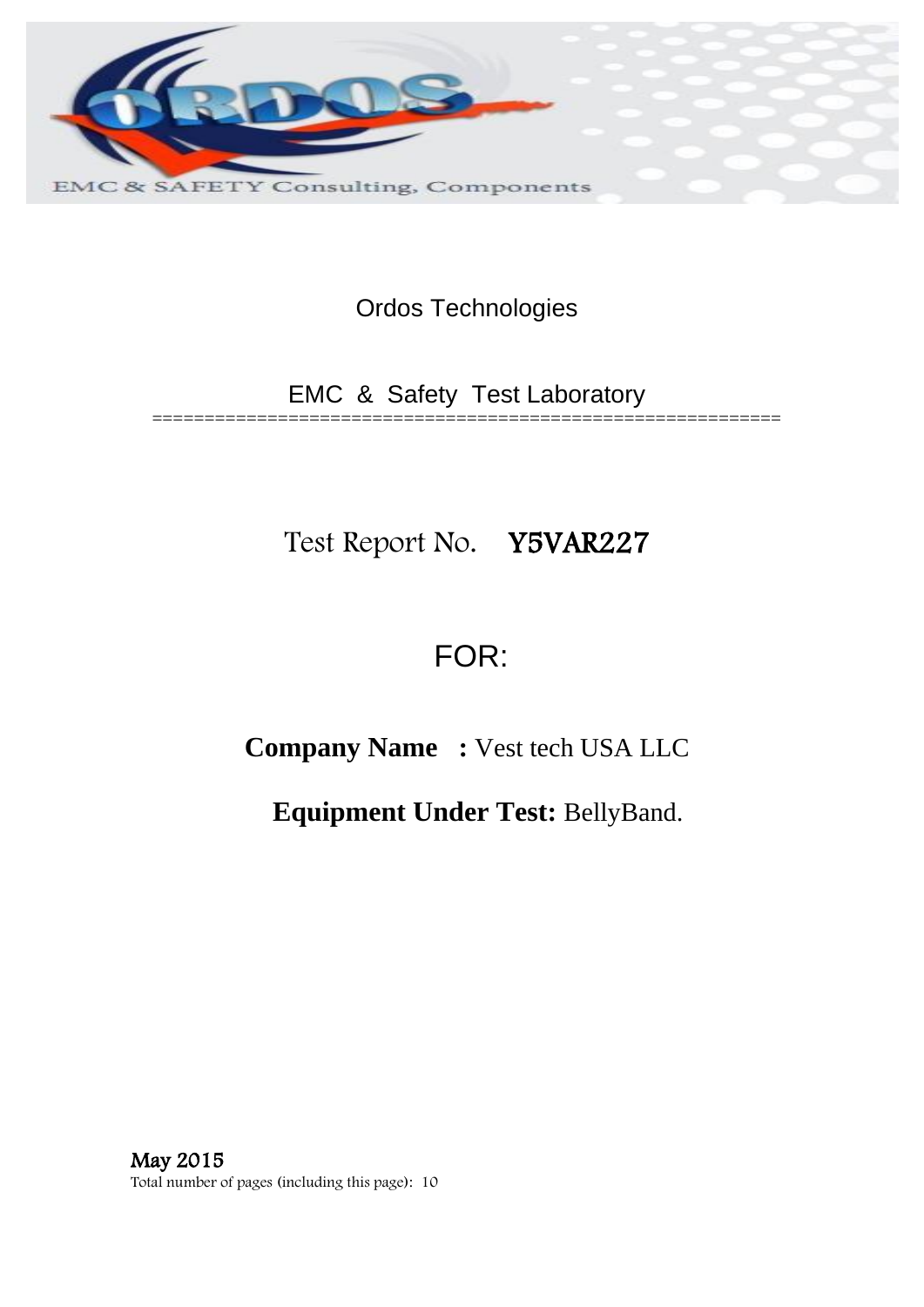Ordos Technologies

EMC & Safety Test Laboratory

============================================================

# Test Report No. Y5VAR227

FOR:

**Company Name :** Vest tech USA LLC

**Equipment Under Test:** BellyBand.

**May 2015**

Total number of pages (including this page): 10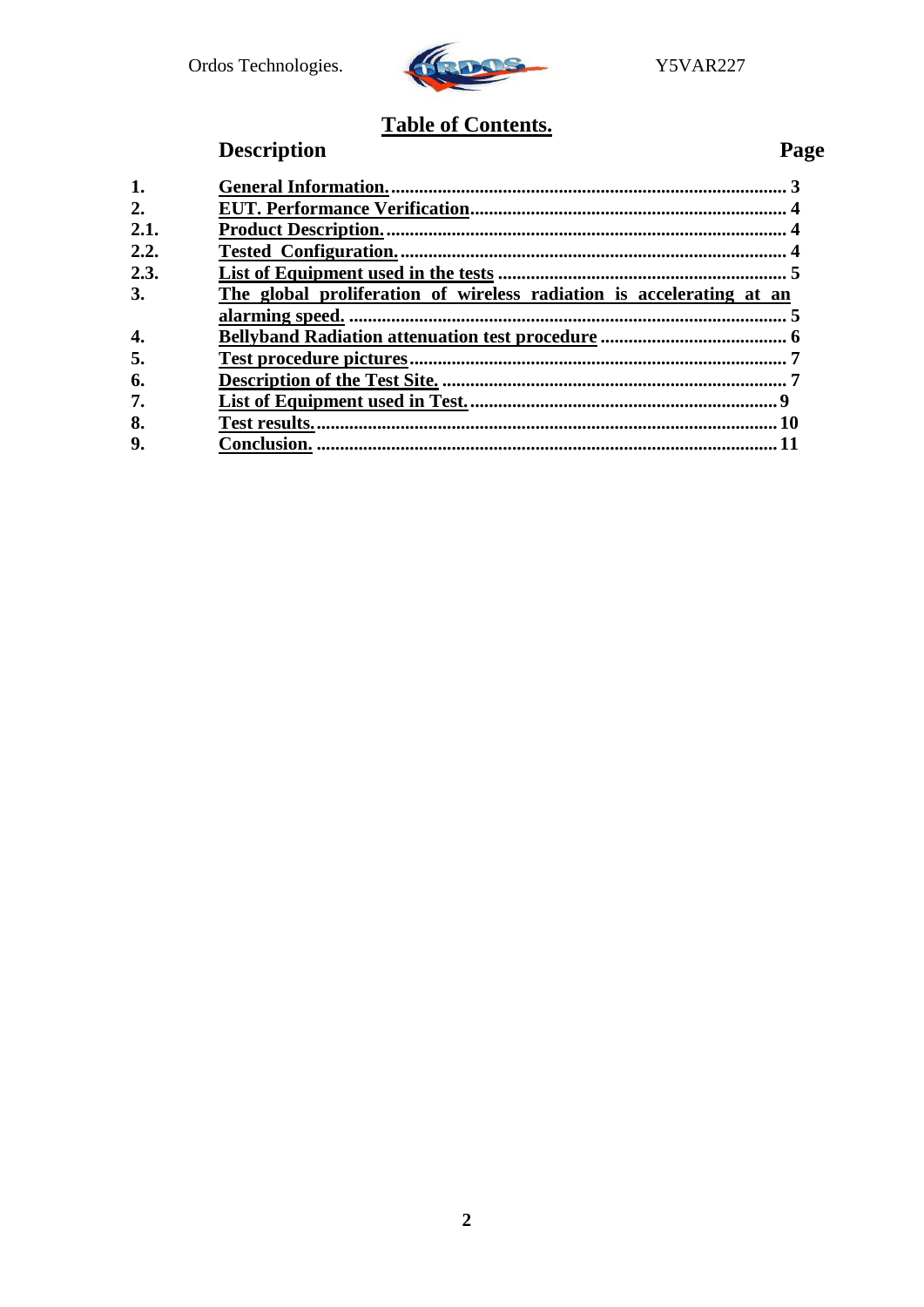# Table of Contents.

| | Description | Page |
|---|---|---|
| 1. | General Information. | 3 |
| 2. | EUT. Performance Verification | 4 |
| 2.1. | Product Description. | 4 |
| 2.2. | Tested Configuration. | 4 |
| 2.3. | List of Equipment used in the tests | 5 |
| 3. | The global proliferation of wireless radiation is accelerating at an alarming speed. | 5 |
| 4. | Bellyband Radiation attenuation test procedure | 6 |
| 5. | Test procedure pictures | 7 |
| 6. | Description of the Test Site. | 7 |
| 7. | List of Equipment used in Test. | 9 |
| 8. | Test results. | 10 |
| 9. | Conclusion. | 11 |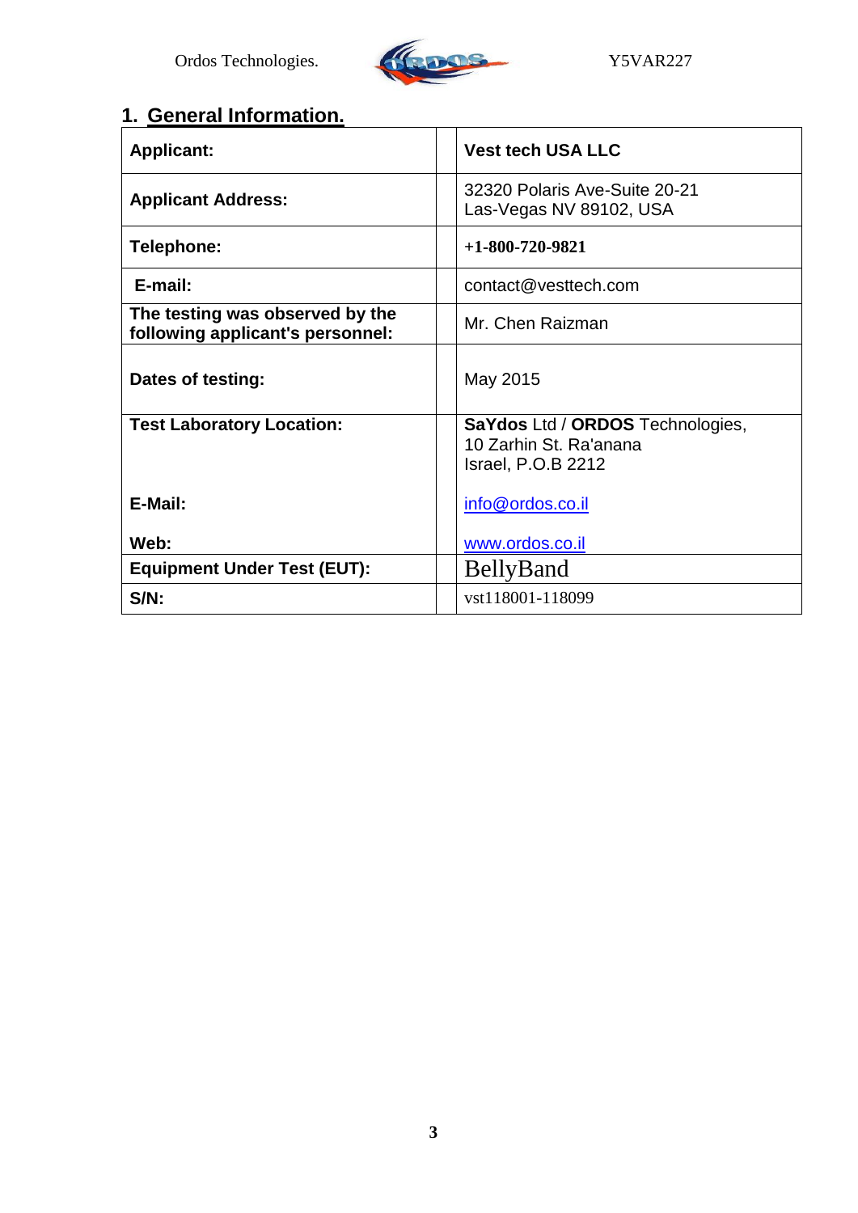## 1. General Information.

| | | |
|---|---|---|
| **Applicant:** | | **Vest tech USA LLC** |
| **Applicant Address:** | | 32320 Polaris Ave-Suite 20-21<br>Las-Vegas NV 89102, USA |
| **Telephone:** | | **+1-800-720-9821** |
| **E-mail:** | | contact@vesttech.com |
| **The testing was observed by the following applicant's personnel:** | | Mr. Chen Raizman |
| **Dates of testing:** | | May 2015 |
| **Test Laboratory Location:**<br><br>**E-Mail:**<br><br>**Web:** | | **SaYdos** Ltd / **ORDOS** Technologies,<br>10 Zarhin St. Ra'anana<br>Israel, P.O.B 2212<br><br>info@ordos.co.il<br><br>www.ordos.co.il |
| **Equipment Under Test (EUT):** | | BellyBand |
| **S/N:** | | vst118001-118099 |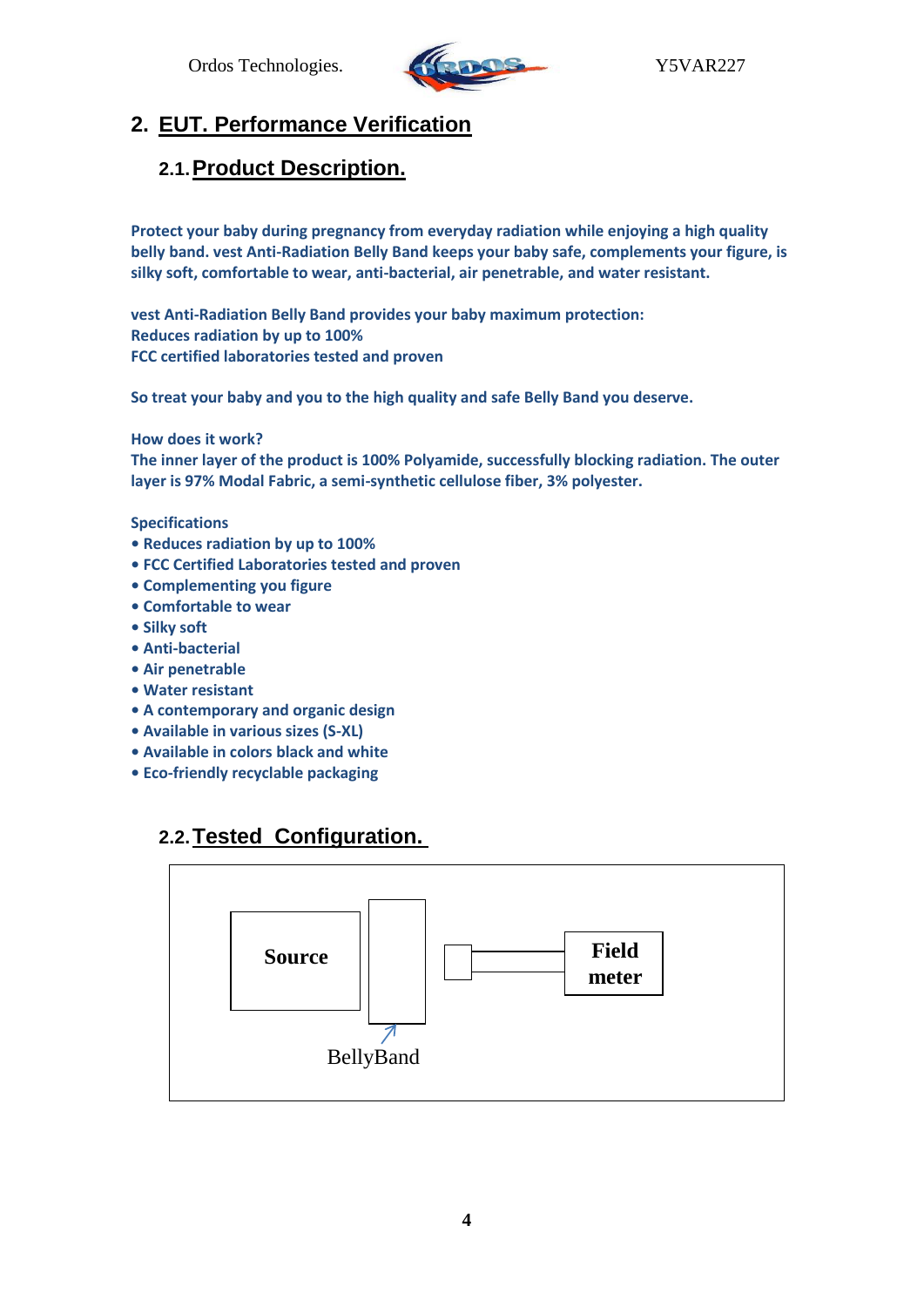## 2. EUT. Performance Verification

### 2.1. Product Description.

**Protect your baby during pregnancy from everyday radiation while enjoying a high quality belly band. vest Anti-Radiation Belly Band keeps your baby safe, complements your figure, is silky soft, comfortable to wear, anti-bacterial, air penetrable, and water resistant.**

**vest Anti-Radiation Belly Band provides your baby maximum protection:**
**Reduces radiation by up to 100%**
**FCC certified laboratories tested and proven**

**So treat your baby and you to the high quality and safe Belly Band you deserve.**

**How does it work?**
**The inner layer of the product is 100% Polyamide, successfully blocking radiation. The outer layer is 97% Modal Fabric, a semi-synthetic cellulose fiber, 3% polyester.**

**Specifications**

- **Reduces radiation by up to 100%**
- **FCC Certified Laboratories tested and proven**
- **Complementing you figure**
- **Comfortable to wear**
- **Silky soft**
- **Anti-bacterial**
- **Air penetrable**
- **Water resistant**
- **A contemporary and organic design**
- **Available in various sizes (S-XL)**
- **Available in colors black and white**
- **Eco-friendly recyclable packaging**

### 2.2. Tested Configuration.

Source | BellyBand | Field meter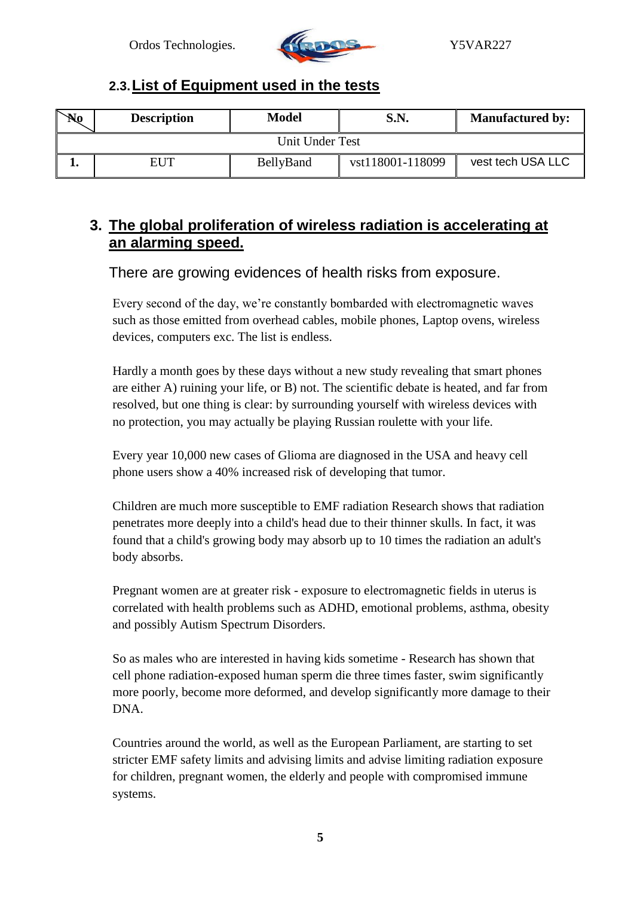### 2.3. List of Equipment used in the tests

| No | Description | Model | S.N. | Manufactured by: |
|---|---|---|---|---|
| Unit Under Test | | | | |
| 1. | EUT | BellyBand | vst118001-118099 | vest tech USA LLC |

## 3. The global proliferation of wireless radiation is accelerating at an alarming speed.

There are growing evidences of health risks from exposure.

Every second of the day, we're constantly bombarded with electromagnetic waves such as those emitted from overhead cables, mobile phones, Laptop ovens, wireless devices, computers exc. The list is endless.

Hardly a month goes by these days without a new study revealing that smart phones are either A) ruining your life, or B) not. The scientific debate is heated, and far from resolved, but one thing is clear: by surrounding yourself with wireless devices with no protection, you may actually be playing Russian roulette with your life.

Every year 10,000 new cases of Glioma are diagnosed in the USA and heavy cell phone users show a 40% increased risk of developing that tumor.

Children are much more susceptible to EMF radiation Research shows that radiation penetrates more deeply into a child's head due to their thinner skulls. In fact, it was found that a child's growing body may absorb up to 10 times the radiation an adult's body absorbs.

Pregnant women are at greater risk - exposure to electromagnetic fields in uterus is correlated with health problems such as ADHD, emotional problems, asthma, obesity and possibly Autism Spectrum Disorders.

So as males who are interested in having kids sometime - Research has shown that cell phone radiation-exposed human sperm die three times faster, swim significantly more poorly, become more deformed, and develop significantly more damage to their DNA.

Countries around the world, as well as the European Parliament, are starting to set stricter EMF safety limits and advising limits and advise limiting radiation exposure for children, pregnant women, the elderly and people with compromised immune systems.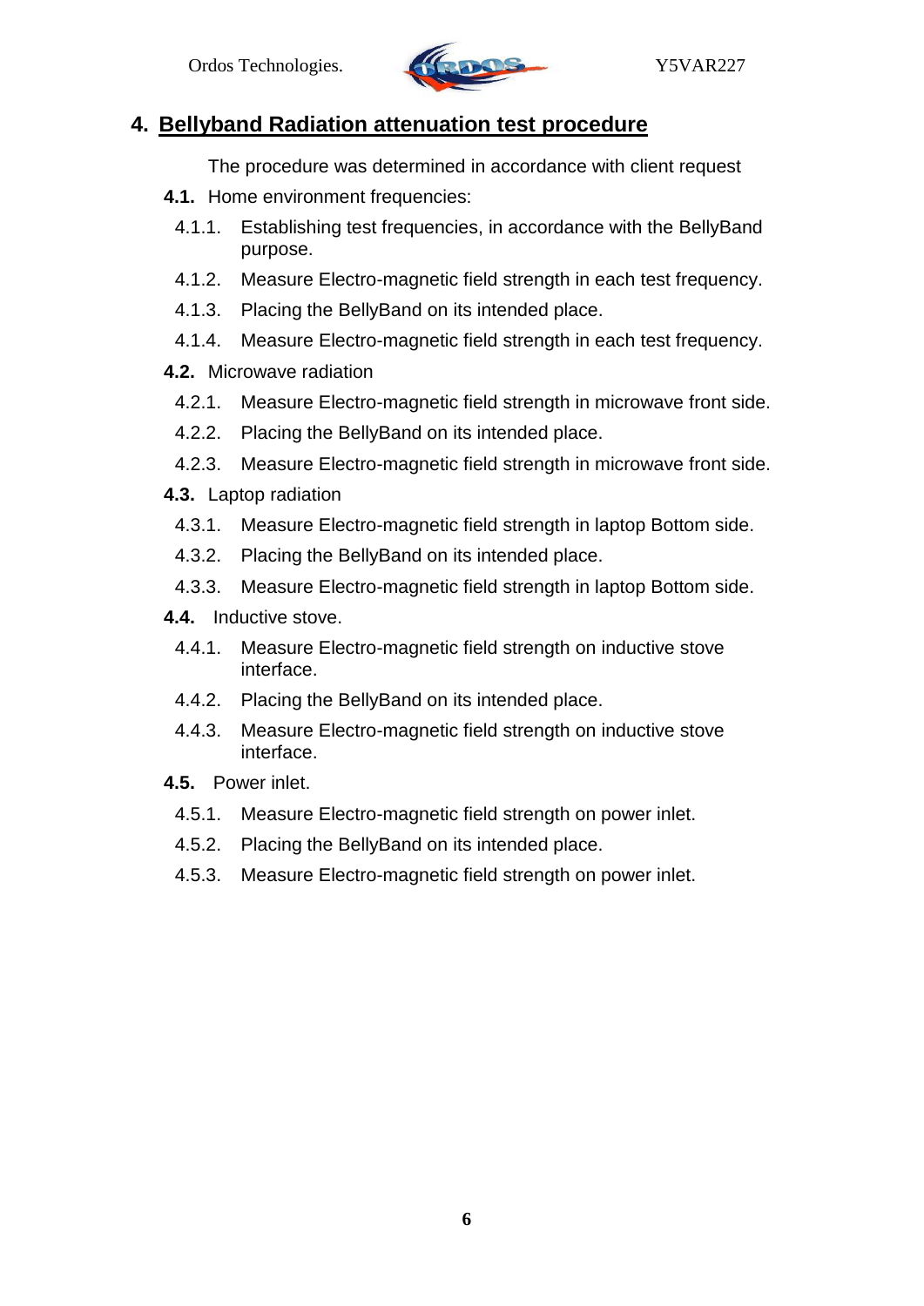## 4. Bellyband Radiation attenuation test procedure

The procedure was determined in accordance with client request

**4.1.** Home environment frequencies:

4.1.1. Establishing test frequencies, in accordance with the BellyBand purpose.

4.1.2. Measure Electro-magnetic field strength in each test frequency.

4.1.3. Placing the BellyBand on its intended place.

4.1.4. Measure Electro-magnetic field strength in each test frequency.

**4.2.** Microwave radiation

4.2.1. Measure Electro-magnetic field strength in microwave front side.

4.2.2. Placing the BellyBand on its intended place.

4.2.3. Measure Electro-magnetic field strength in microwave front side.

**4.3.** Laptop radiation

4.3.1. Measure Electro-magnetic field strength in laptop Bottom side.

4.3.2. Placing the BellyBand on its intended place.

4.3.3. Measure Electro-magnetic field strength in laptop Bottom side.

**4.4.** Inductive stove.

4.4.1. Measure Electro-magnetic field strength on inductive stove interface.

4.4.2. Placing the BellyBand on its intended place.

4.4.3. Measure Electro-magnetic field strength on inductive stove interface.

**4.5.** Power inlet.

4.5.1. Measure Electro-magnetic field strength on power inlet.

4.5.2. Placing the BellyBand on its intended place.

4.5.3. Measure Electro-magnetic field strength on power inlet.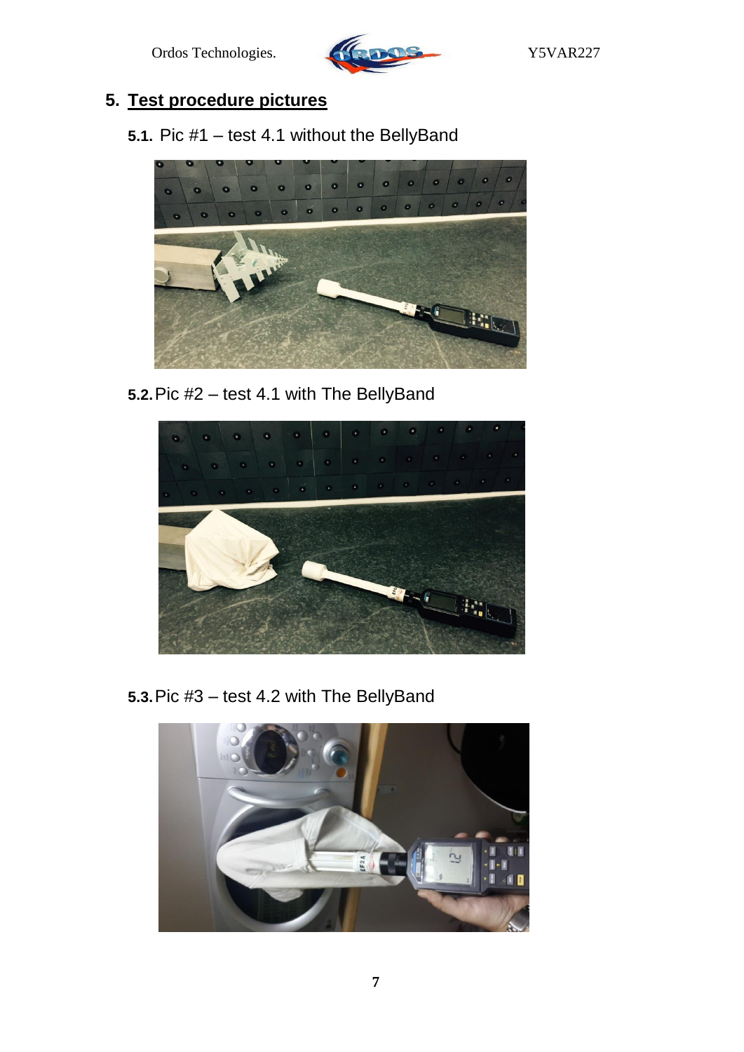# 5. Test procedure pictures

## 5.1. Pic #1 – test 4.1 without the BellyBand

## 5.2. Pic #2 – test 4.1 with The BellyBand

## 5.3. Pic #3 – test 4.2 with The BellyBand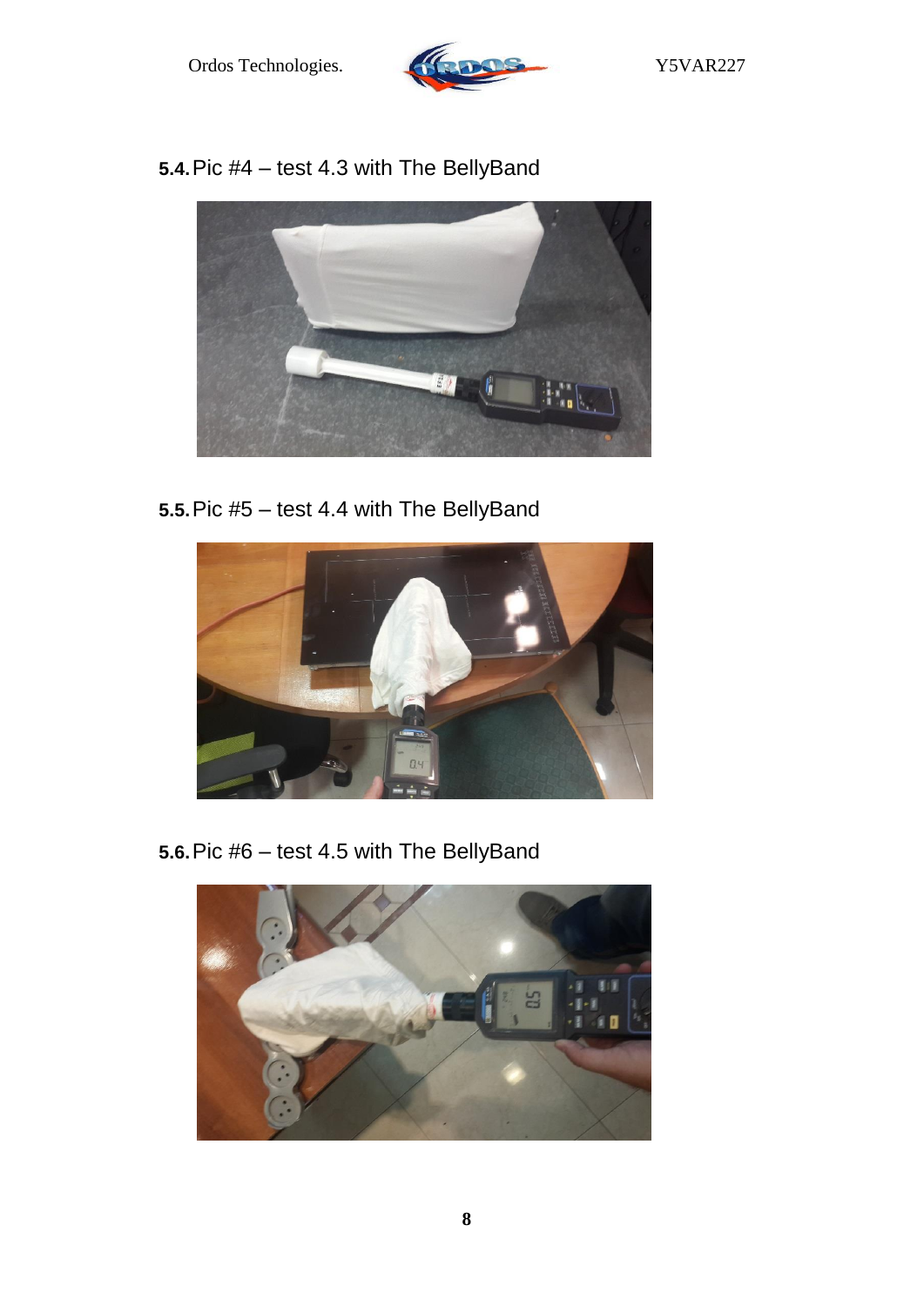### 5.4. Pic #4 – test 4.3 with The BellyBand

### 5.5. Pic #5 – test 4.4 with The BellyBand

### 5.6. Pic #6 – test 4.5 with The BellyBand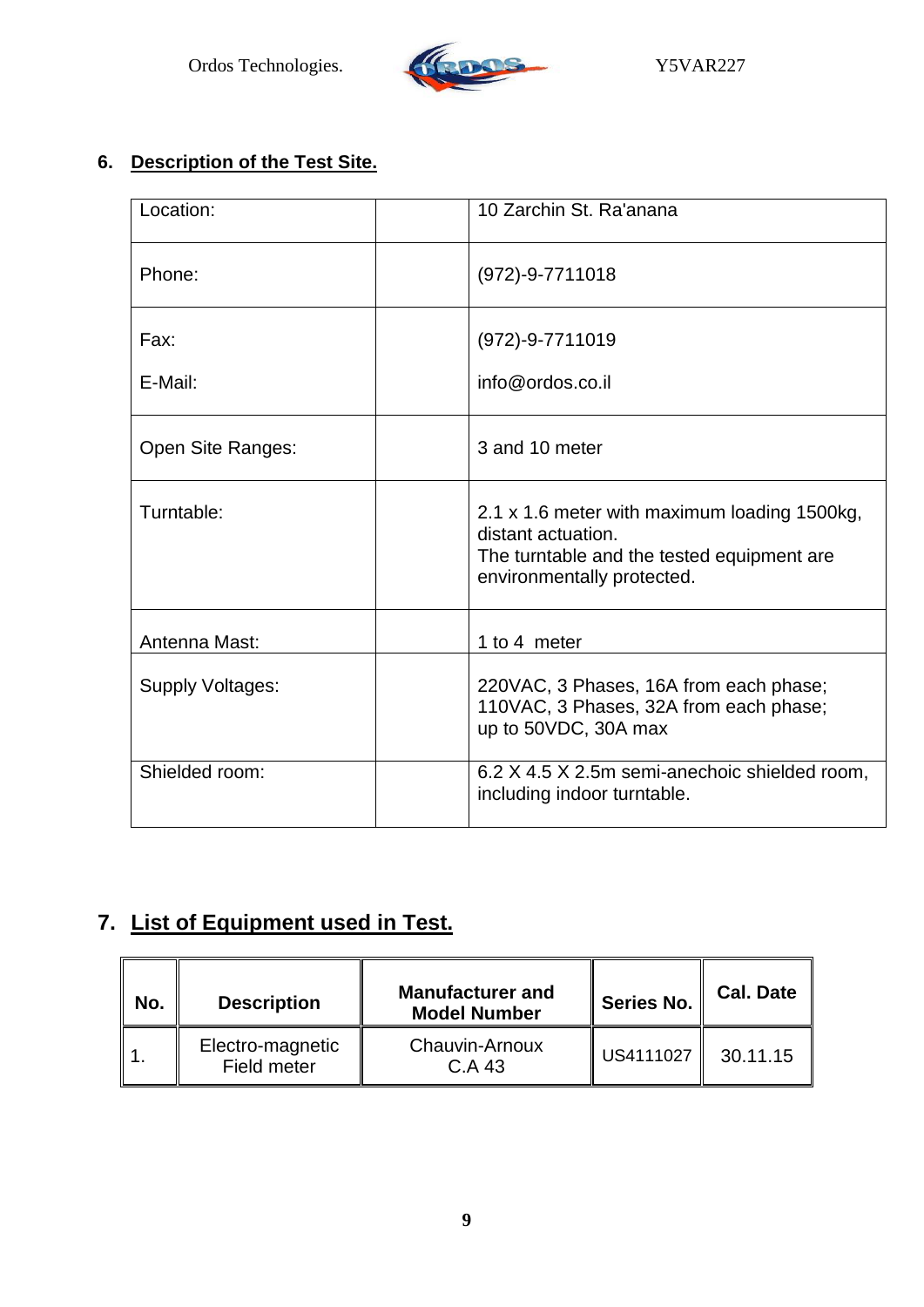## 6. Description of the Test Site.

| Location: | | 10 Zarchin St. Ra'anana |
|---|---|---|
| Phone: | | (972)-9-7711018 |
| Fax:<br><br>E-Mail: | | (972)-9-7711019<br><br>info@ordos.co.il |
| Open Site Ranges: | | 3 and 10 meter |
| Turntable: | | 2.1 x 1.6 meter with maximum loading 1500kg, distant actuation.<br>The turntable and the tested equipment are environmentally protected. |
| Antenna Mast: | | 1 to 4 meter |
| Supply Voltages: | | 220VAC, 3 Phases, 16A from each phase;<br>110VAC, 3 Phases, 32A from each phase;<br>up to 50VDC, 30A max |
| Shielded room: | | 6.2 X 4.5 X 2.5m semi-anechoic shielded room, including indoor turntable. |

## 7. List of Equipment used in Test.

| No. | Description | Manufacturer and Model Number | Series No. | Cal. Date |
|---|---|---|---|---|
| 1. | Electro-magnetic Field meter | Chauvin-Arnoux C.A 43 | US4111027 | 30.11.15 |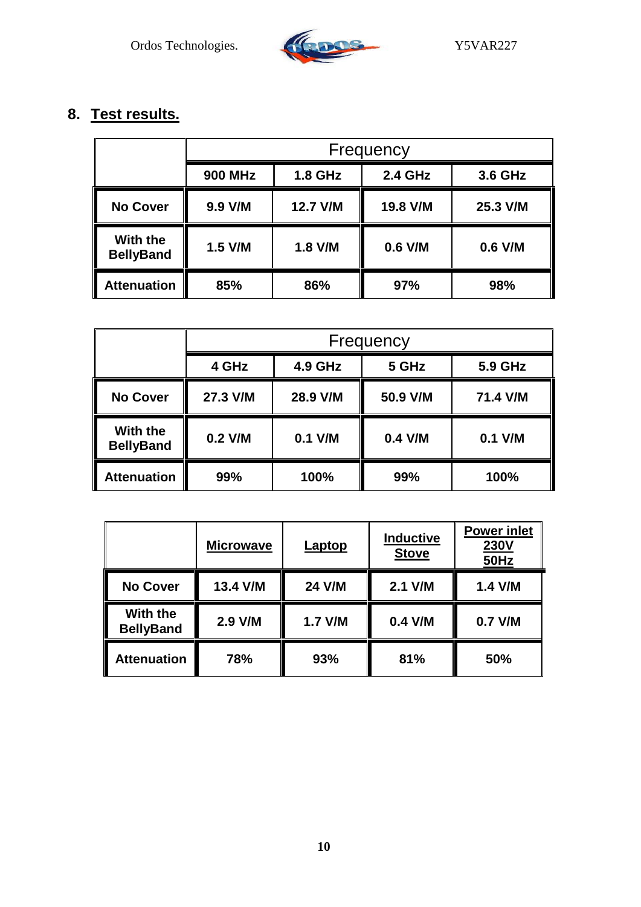## 8. Test results.

| | Frequency | | | |
|---|---|---|---|---|
| | **900 MHz** | **1.8 GHz** | **2.4 GHz** | **3.6 GHz** |
| **No Cover** | **9.9 V/M** | **12.7 V/M** | **19.8 V/M** | **25.3 V/M** |
| **With the BellyBand** | **1.5 V/M** | **1.8 V/M** | **0.6 V/M** | **0.6 V/M** |
| **Attenuation** | **85%** | **86%** | **97%** | **98%** |

| | Frequency | | | |
|---|---|---|---|---|
| | **4 GHz** | **4.9 GHz** | **5 GHz** | **5.9 GHz** |
| **No Cover** | **27.3 V/M** | **28.9 V/M** | **50.9 V/M** | **71.4 V/M** |
| **With the BellyBand** | **0.2 V/M** | **0.1 V/M** | **0.4 V/M** | **0.1 V/M** |
| **Attenuation** | **99%** | **100%** | **99%** | **100%** |

| | **Microwave** | **Laptop** | **Inductive Stove** | **Power inlet 230V 50Hz** |
|---|---|---|---|---|
| **No Cover** | **13.4 V/M** | **24 V/M** | **2.1 V/M** | **1.4 V/M** |
| **With the BellyBand** | **2.9 V/M** | **1.7 V/M** | **0.4 V/M** | **0.7 V/M** |
| **Attenuation** | **78%** | **93%** | **81%** | **50%** |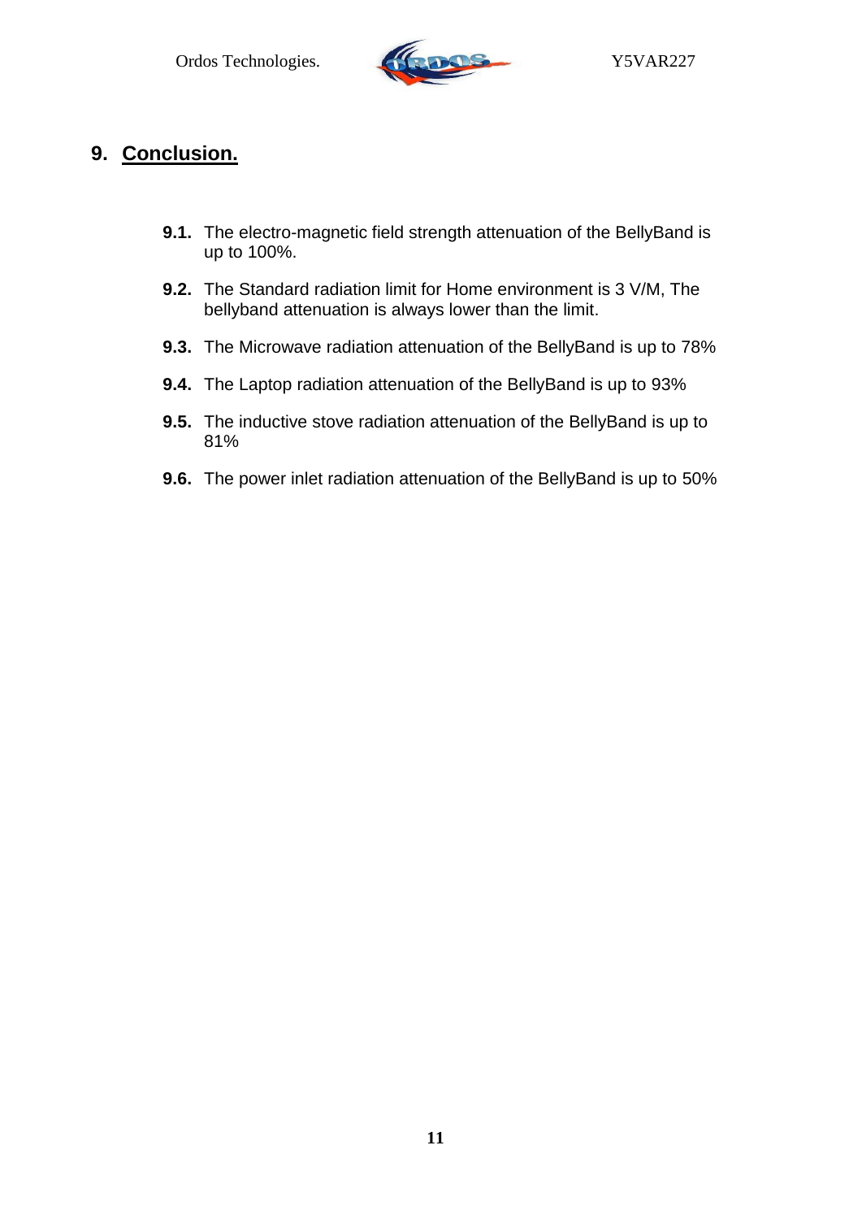## 9. Conclusion.

**9.1.** The electro-magnetic field strength attenuation of the BellyBand is up to 100%.

**9.2.** The Standard radiation limit for Home environment is 3 V/M, The bellyband attenuation is always lower than the limit.

**9.3.** The Microwave radiation attenuation of the BellyBand is up to 78%

**9.4.** The Laptop radiation attenuation of the BellyBand is up to 93%

**9.5.** The inductive stove radiation attenuation of the BellyBand is up to 81%

**9.6.** The power inlet radiation attenuation of the BellyBand is up to 50%